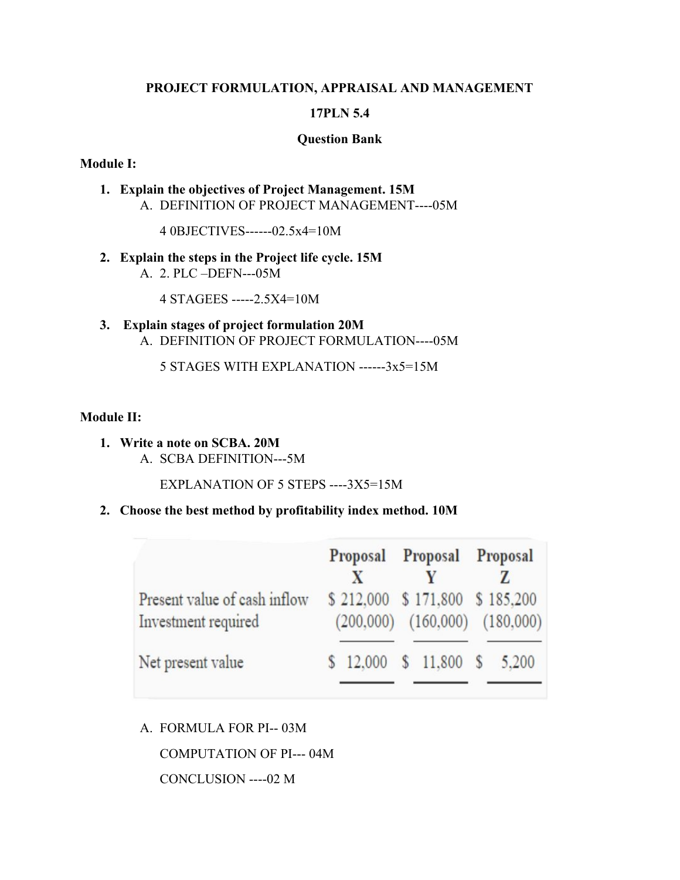# PROJECT FORMULATION, APPRAISAL AND MANAGEMENT

## 17PLN 5.4

## Question Bank

**Module I:**

1. **Explain the objectives of Project Management. 15M**
   A. DEFINITION OF PROJECT MANAGEMENT----05M

   4 0BJECTIVES------02.5x4=10M

2. **Explain the steps in the Project life cycle. 15M**
   A. 2. PLC –DEFN---05M

   4 STAGEES -----2.5X4=10M

3. **Explain stages of project formulation 20M**
   A. DEFINITION OF PROJECT FORMULATION----05M

   5 STAGES WITH EXPLANATION ------3x5=15M

**Module II:**

1. **Write a note on SCBA. 20M**
   A. SCBA DEFINITION---5M

   EXPLANATION OF 5 STEPS ----3X5=15M

2. **Choose the best method by profitability index method. 10M**

| | Proposal X | Proposal Y | Proposal Z |
|---|---|---|---|
| Present value of cash inflow | $ 212,000 | $ 171,800 | $ 185,200 |
| Investment required | (200,000) | (160,000) | (180,000) |
| Net present value | $ 12,000 | $ 11,800 | $ 5,200 |

   A. FORMULA FOR PI-- 03M

   COMPUTATION OF PI--- 04M

   CONCLUSION ----02 M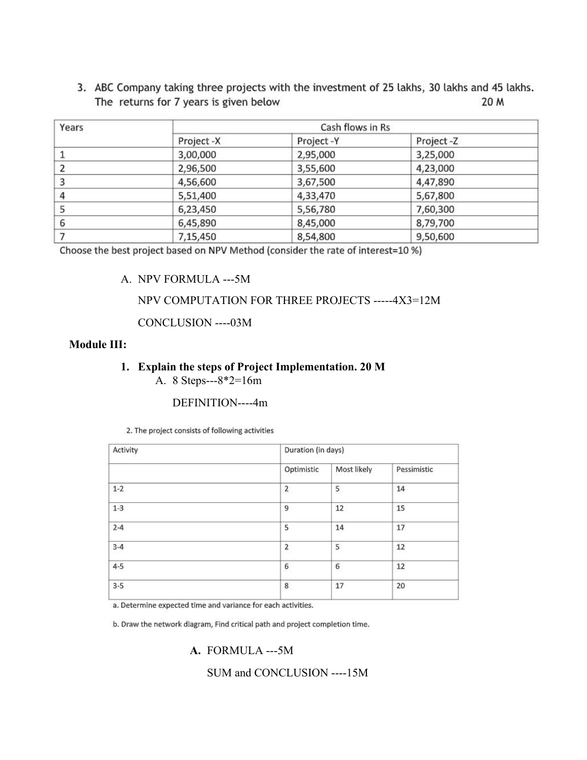3. ABC Company taking three projects with the investment of 25 lakhs, 30 lakhs and 45 lakhs. The returns for 7 years is given below 20 M

| Years | Cash flows in Rs | | |
|---|---|---|---|
| | Project -X | Project -Y | Project -Z |
| 1 | 3,00,000 | 2,95,000 | 3,25,000 |
| 2 | 2,96,500 | 3,55,600 | 4,23,000 |
| 3 | 4,56,600 | 3,67,500 | 4,47,890 |
| 4 | 5,51,400 | 4,33,470 | 5,67,800 |
| 5 | 6,23,450 | 5,56,780 | 7,60,300 |
| 6 | 6,45,890 | 8,45,000 | 8,79,700 |
| 7 | 7,15,450 | 8,54,800 | 9,50,600 |

Choose the best project based on NPV Method (consider the rate of interest=10 %)

A. NPV FORMULA ---5M

NPV COMPUTATION FOR THREE PROJECTS -----4X3=12M

CONCLUSION ----03M

**Module III:**

1. **Explain the steps of Project Implementation. 20 M**

   A. 8 Steps---8*2=16m

   DEFINITION----4m

2. The project consists of following activities

| Activity | Duration (in days) | | |
|---|---|---|---|
| | Optimistic | Most likely | Pessimistic |
| 1-2 | 2 | 5 | 14 |
| 1-3 | 9 | 12 | 15 |
| 2-4 | 5 | 14 | 17 |
| 3-4 | 2 | 5 | 12 |
| 4-5 | 6 | 6 | 12 |
| 3-5 | 8 | 17 | 20 |

a. Determine expected time and variance for each activities.

b. Draw the network diagram, Find critical path and project completion time.

**A.** FORMULA ---5M

SUM and CONCLUSION ----15M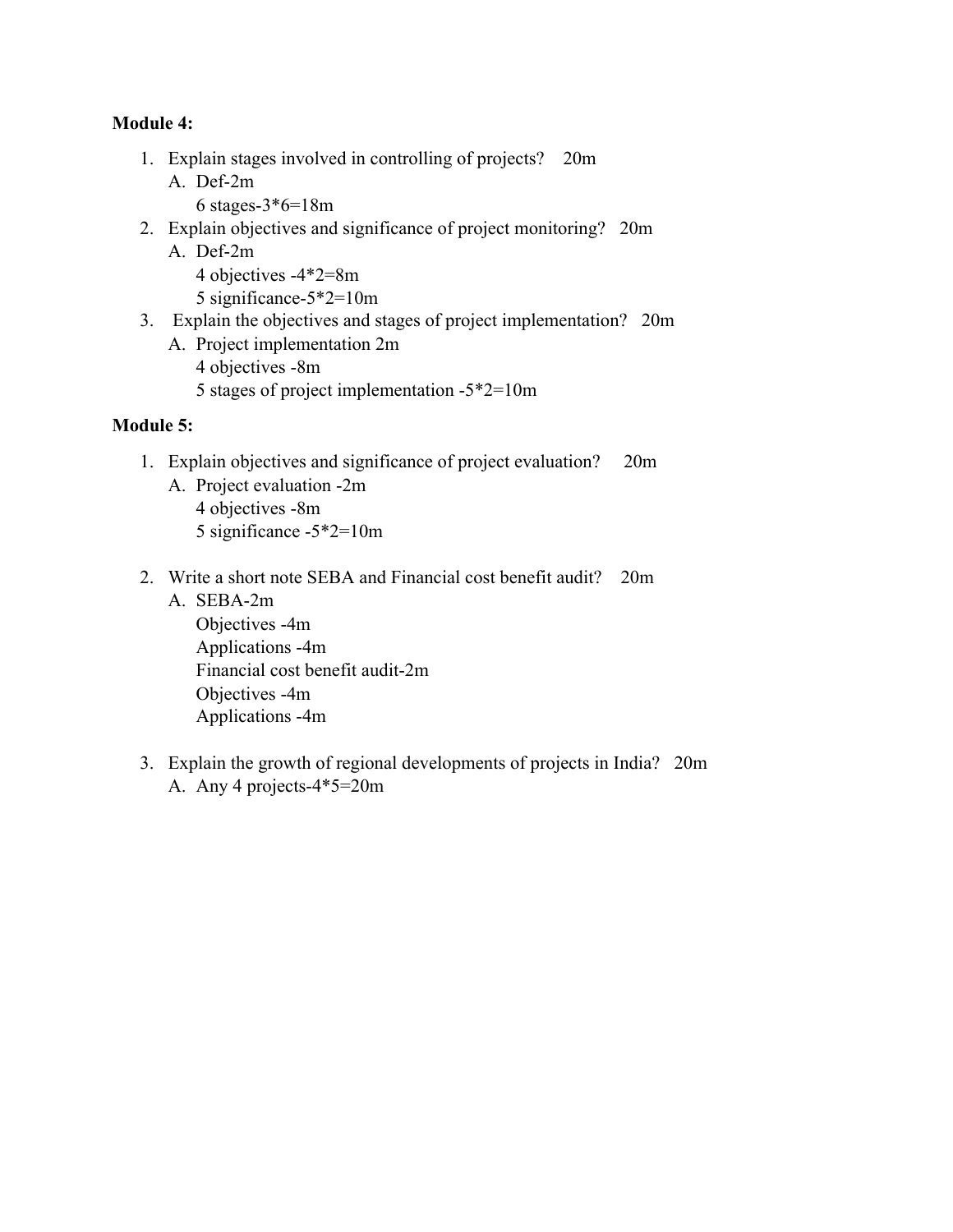**Module 4:**

1. Explain stages involved in controlling of projects? 20m
   A. Def-2m
      6 stages-3*6=18m
2. Explain objectives and significance of project monitoring? 20m
   A. Def-2m
      4 objectives -4*2=8m
      5 significance-5*2=10m
3. Explain the objectives and stages of project implementation? 20m
   A. Project implementation 2m
      4 objectives -8m
      5 stages of project implementation -5*2=10m

**Module 5:**

1. Explain objectives and significance of project evaluation? 20m
   A. Project evaluation -2m
      4 objectives -8m
      5 significance -5*2=10m

2. Write a short note SEBA and Financial cost benefit audit? 20m
   A. SEBA-2m
      Objectives -4m
      Applications -4m
      Financial cost benefit audit-2m
      Objectives -4m
      Applications -4m

3. Explain the growth of regional developments of projects in India? 20m
   A. Any 4 projects-4*5=20m